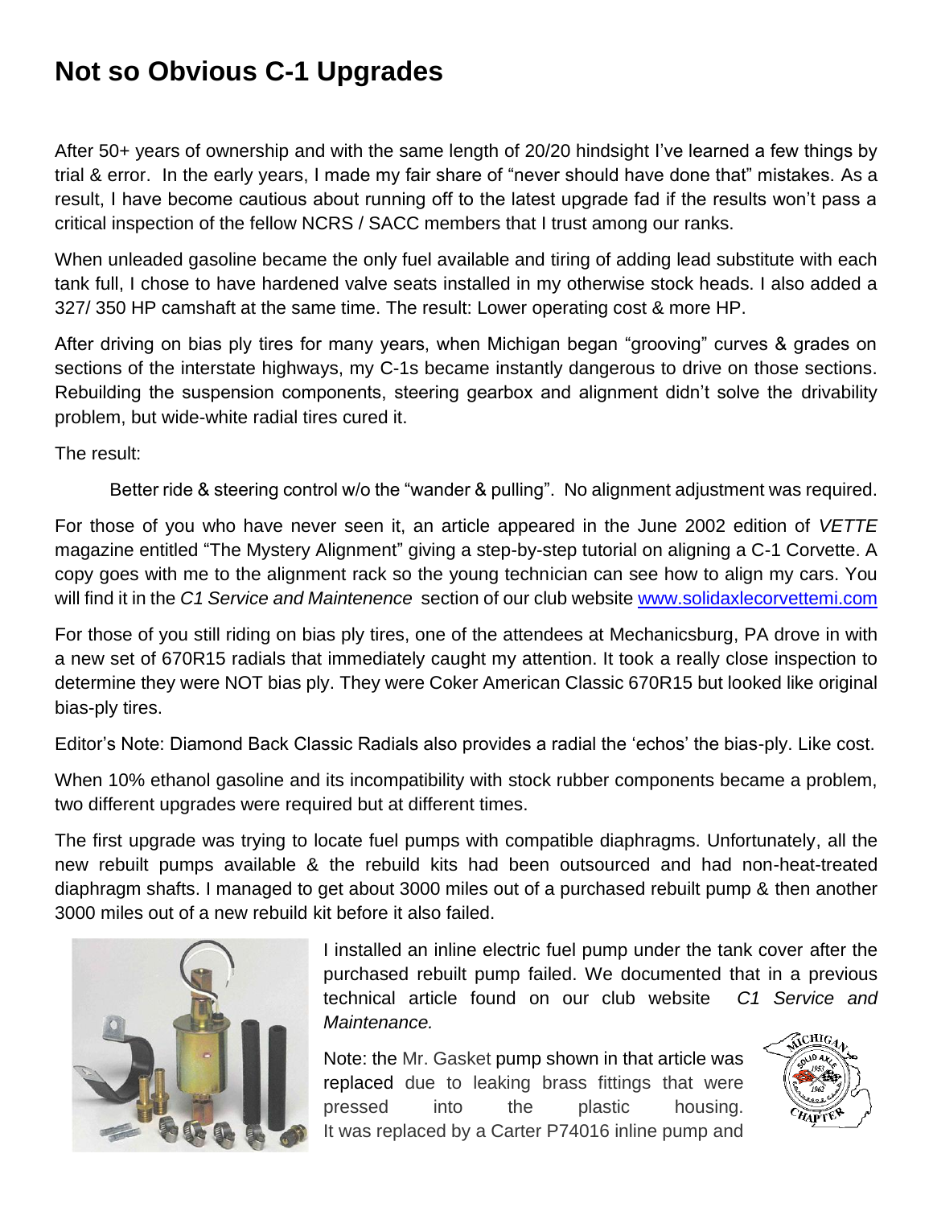# Not so Obvious C-1 Upgrades

After 50+ years of ownership and with the same length of 20/20 hindsight I've learned a few things by trial & error. In the early years, I made my fair share of "never should have done that" mistakes. As a result, I have become cautious about running off to the latest upgrade fad if the results won't pass a critical inspection of the fellow NCRS / SACC members that I trust among our ranks.

When unleaded gasoline became the only fuel available and tiring of adding lead substitute with each tank full, I chose to have hardened valve seats installed in my otherwise stock heads. I also added a 327/ 350 HP camshaft at the same time. The result: Lower operating cost & more HP.

After driving on bias ply tires for many years, when Michigan began "grooving" curves & grades on sections of the interstate highways, my C-1s became instantly dangerous to drive on those sections. Rebuilding the suspension components, steering gearbox and alignment didn't solve the drivability problem, but wide-white radial tires cured it.

The result:

Better ride & steering control w/o the "wander & pulling". No alignment adjustment was required.

For those of you who have never seen it, an article appeared in the June 2002 edition of *VETTE* magazine entitled "The Mystery Alignment" giving a step-by-step tutorial on aligning a C-1 Corvette. A copy goes with me to the alignment rack so the young technician can see how to align my cars. You will find it in the *C1 Service and Maintenence* section of our club website [www.solidaxlecorvettemi.com](http://www.solidaxlecorvettemi.com)

For those of you still riding on bias ply tires, one of the attendees at Mechanicsburg, PA drove in with a new set of 670R15 radials that immediately caught my attention. It took a really close inspection to determine they were NOT bias ply. They were Coker American Classic 670R15 but looked like original bias-ply tires.

Editor's Note: Diamond Back Classic Radials also provides a radial the 'echos' the bias-ply. Like cost.

When 10% ethanol gasoline and its incompatibility with stock rubber components became a problem, two different upgrades were required but at different times.

The first upgrade was trying to locate fuel pumps with compatible diaphragms. Unfortunately, all the new rebuilt pumps available & the rebuild kits had been outsourced and had non-heat-treated diaphragm shafts. I managed to get about 3000 miles out of a purchased rebuilt pump & then another 3000 miles out of a new rebuild kit before it also failed.

I installed an inline electric fuel pump under the tank cover after the purchased rebuilt pump failed. We documented that in a previous technical article found on our club website *C1 Service and Maintenance.*

Note: the Mr. Gasket pump shown in that article was replaced due to leaking brass fittings that were pressed into the plastic housing. It was replaced by a Carter P74016 inline pump and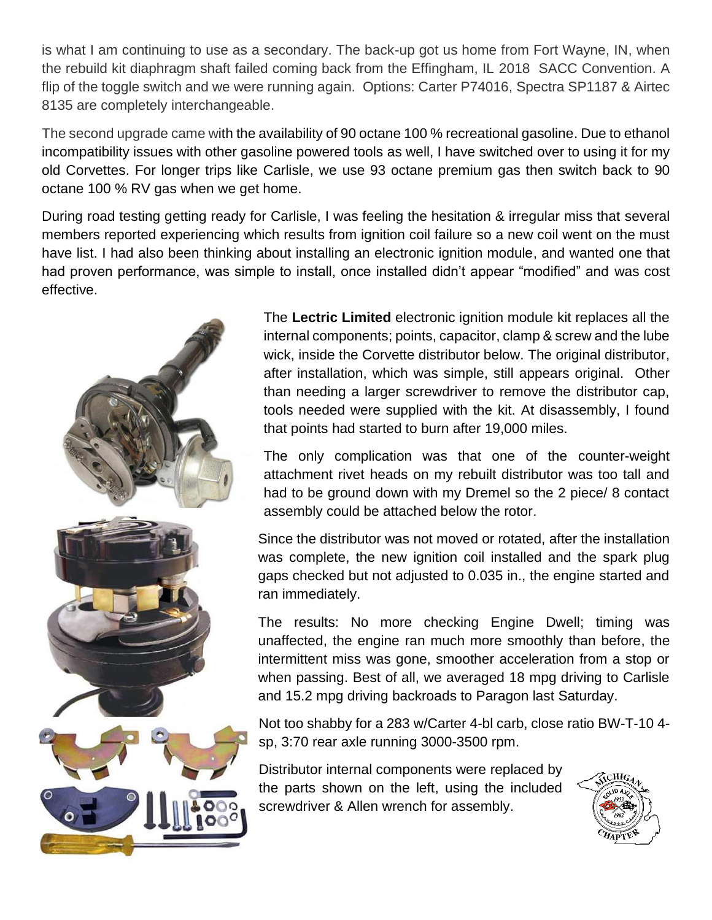is what I am continuing to use as a secondary. The back-up got us home from Fort Wayne, IN, when the rebuild kit diaphragm shaft failed coming back from the Effingham, IL 2018 SACC Convention. A flip of the toggle switch and we were running again. Options: Carter P74016, Spectra SP1187 & Airtec 8135 are completely interchangeable.

The second upgrade came with the availability of 90 octane 100 % recreational gasoline. Due to ethanol incompatibility issues with other gasoline powered tools as well, I have switched over to using it for my old Corvettes. For longer trips like Carlisle, we use 93 octane premium gas then switch back to 90 octane 100 % RV gas when we get home.

During road testing getting ready for Carlisle, I was feeling the hesitation & irregular miss that several members reported experiencing which results from ignition coil failure so a new coil went on the must have list. I had also been thinking about installing an electronic ignition module, and wanted one that had proven performance, was simple to install, once installed didn't appear "modified" and was cost effective.

The **Lectric Limited** electronic ignition module kit replaces all the internal components; points, capacitor, clamp & screw and the lube wick, inside the Corvette distributor below. The original distributor, after installation, which was simple, still appears original. Other than needing a larger screwdriver to remove the distributor cap, tools needed were supplied with the kit. At disassembly, I found that points had started to burn after 19,000 miles.

The only complication was that one of the counter-weight attachment rivet heads on my rebuilt distributor was too tall and had to be ground down with my Dremel so the 2 piece/ 8 contact assembly could be attached below the rotor.

Since the distributor was not moved or rotated, after the installation was complete, the new ignition coil installed and the spark plug gaps checked but not adjusted to 0.035 in., the engine started and ran immediately.

The results: No more checking Engine Dwell; timing was unaffected, the engine ran much more smoothly than before, the intermittent miss was gone, smoother acceleration from a stop or when passing. Best of all, we averaged 18 mpg driving to Carlisle and 15.2 mpg driving backroads to Paragon last Saturday.

Not too shabby for a 283 w/Carter 4-bl carb, close ratio BW-T-10 4-sp, 3:70 rear axle running 3000-3500 rpm.

Distributor internal components were replaced by the parts shown on the left, using the included screwdriver & Allen wrench for assembly.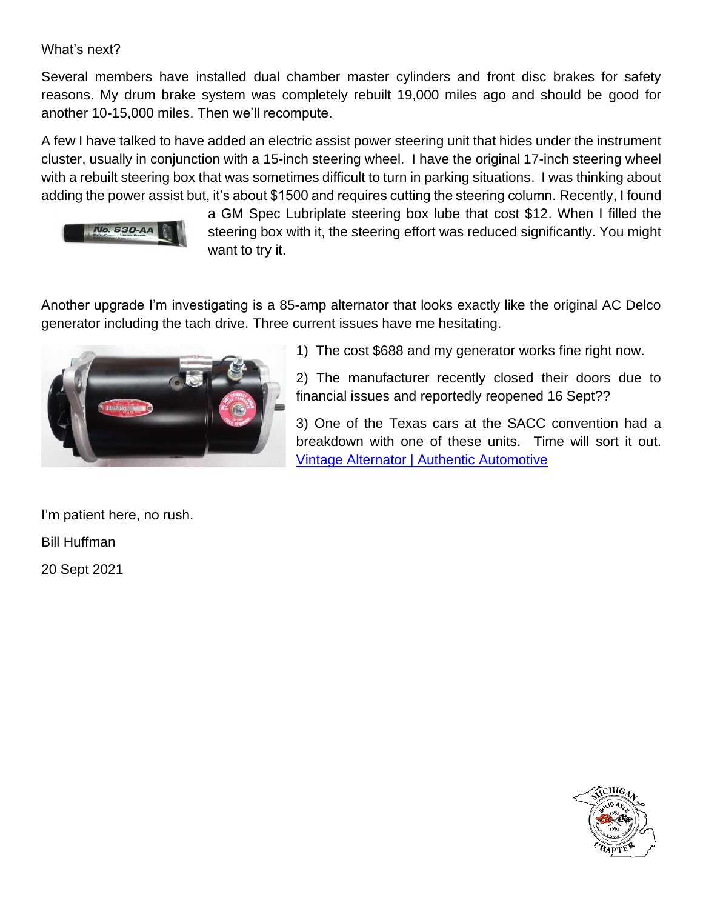What's next?

Several members have installed dual chamber master cylinders and front disc brakes for safety reasons. My drum brake system was completely rebuilt 19,000 miles ago and should be good for another 10-15,000 miles. Then we'll recompute.

A few I have talked to have added an electric assist power steering unit that hides under the instrument cluster, usually in conjunction with a 15-inch steering wheel. I have the original 17-inch steering wheel with a rebuilt steering box that was sometimes difficult to turn in parking situations. I was thinking about adding the power assist but, it's about $1500 and requires cutting the steering column. Recently, I found a GM Spec Lubriplate steering box lube that cost $12. When I filled the steering box with it, the steering effort was reduced significantly. You might want to try it.

Another upgrade I'm investigating is a 85-amp alternator that looks exactly like the original AC Delco generator including the tach drive. Three current issues have me hesitating.

1) The cost $688 and my generator works fine right now.

2) The manufacturer recently closed their doors due to financial issues and reportedly reopened 16 Sept??

3) One of the Texas cars at the SACC convention had a breakdown with one of these units. Time will sort it out. [Vintage Alternator | Authentic Automotive]

I'm patient here, no rush.

Bill Huffman

20 Sept 2021